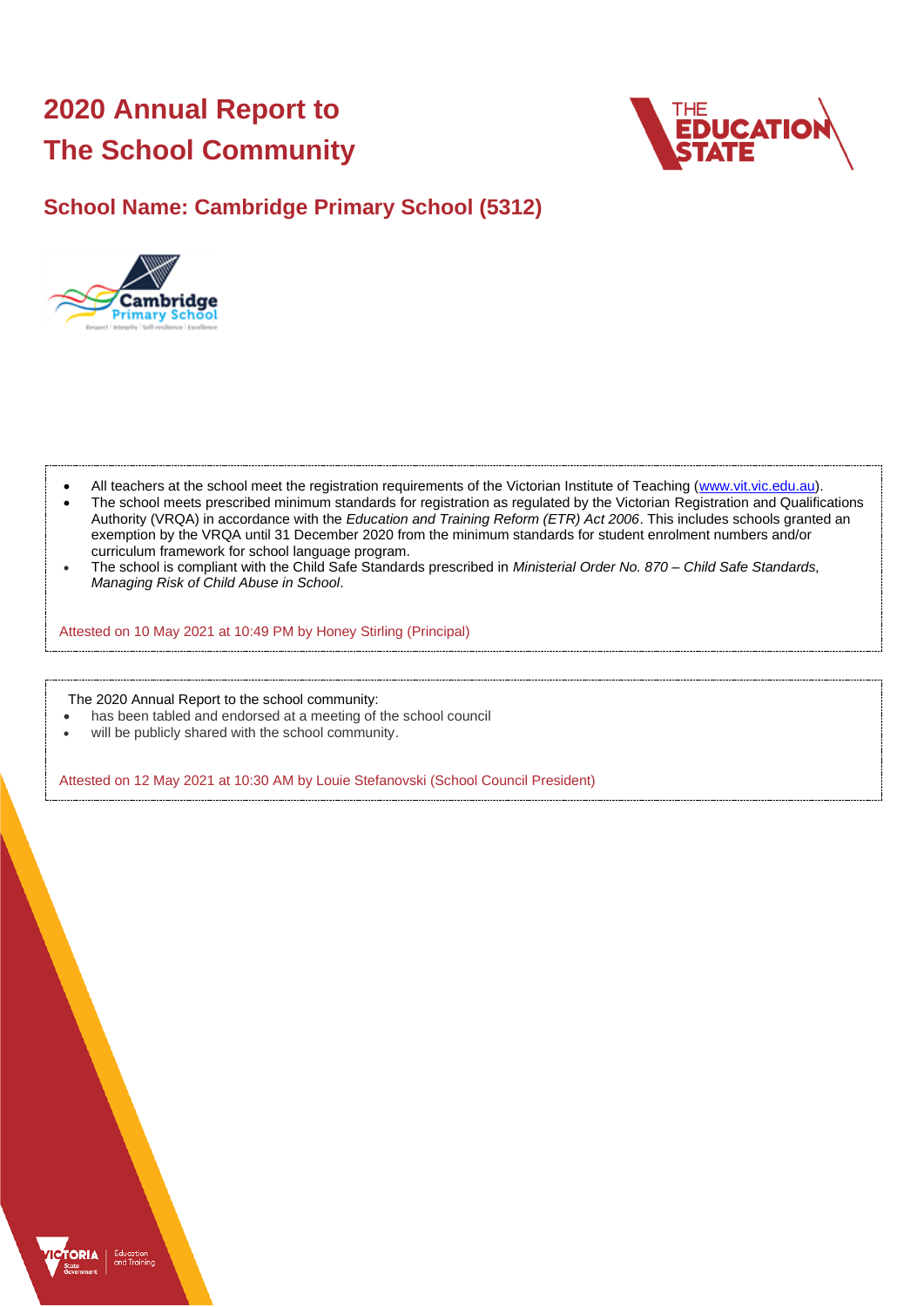# 2020 Annual Report to The School Community

## School Name: Cambridge Primary School (5312)

- All teachers at the school meet the registration requirements of the Victorian Institute of Teaching (www.vit.vic.edu.au).
- The school meets prescribed minimum standards for registration as regulated by the Victorian Registration and Qualifications Authority (VRQA) in accordance with the *Education and Training Reform (ETR) Act 2006*. This includes schools granted an exemption by the VRQA until 31 December 2020 from the minimum standards for student enrolment numbers and/or curriculum framework for school language program.
- The school is compliant with the Child Safe Standards prescribed in *Ministerial Order No. 870 – Child Safe Standards, Managing Risk of Child Abuse in School*.

Attested on 10 May 2021 at 10:49 PM by Honey Stirling (Principal)

The 2020 Annual Report to the school community:

- has been tabled and endorsed at a meeting of the school council
- will be publicly shared with the school community.

Attested on 12 May 2021 at 10:30 AM by Louie Stefanovski (School Council President)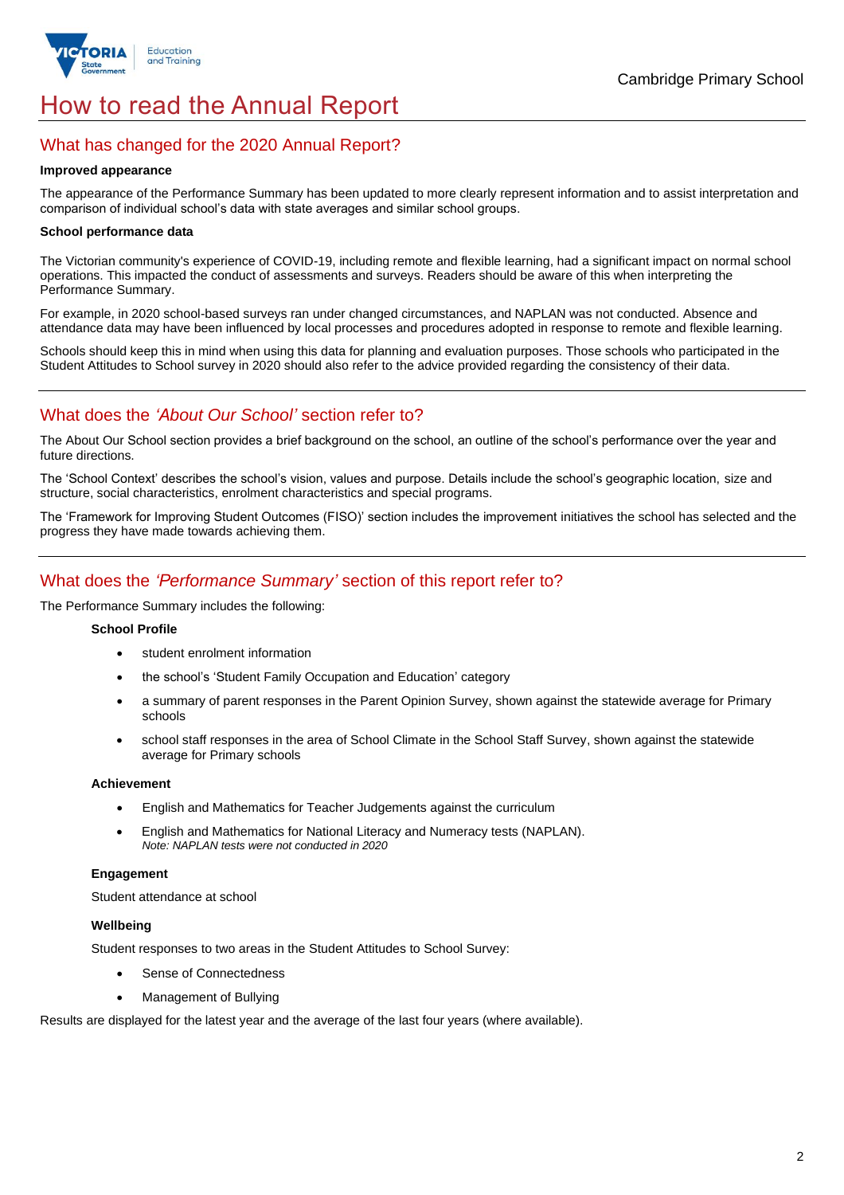# How to read the Annual Report

## What has changed for the 2020 Annual Report?

**Improved appearance**

The appearance of the Performance Summary has been updated to more clearly represent information and to assist interpretation and comparison of individual school's data with state averages and similar school groups.

**School performance data**

The Victorian community's experience of COVID-19, including remote and flexible learning, had a significant impact on normal school operations. This impacted the conduct of assessments and surveys. Readers should be aware of this when interpreting the Performance Summary.

For example, in 2020 school-based surveys ran under changed circumstances, and NAPLAN was not conducted. Absence and attendance data may have been influenced by local processes and procedures adopted in response to remote and flexible learning.

Schools should keep this in mind when using this data for planning and evaluation purposes. Those schools who participated in the Student Attitudes to School survey in 2020 should also refer to the advice provided regarding the consistency of their data.

## What does the *'About Our School'* section refer to?

The About Our School section provides a brief background on the school, an outline of the school's performance over the year and future directions.

The 'School Context' describes the school's vision, values and purpose. Details include the school's geographic location, size and structure, social characteristics, enrolment characteristics and special programs.

The 'Framework for Improving Student Outcomes (FISO)' section includes the improvement initiatives the school has selected and the progress they have made towards achieving them.

## What does the *'Performance Summary'* section of this report refer to?

The Performance Summary includes the following:

**School Profile**

- student enrolment information
- the school's 'Student Family Occupation and Education' category
- a summary of parent responses in the Parent Opinion Survey, shown against the statewide average for Primary schools
- school staff responses in the area of School Climate in the School Staff Survey, shown against the statewide average for Primary schools

**Achievement**

- English and Mathematics for Teacher Judgements against the curriculum
- English and Mathematics for National Literacy and Numeracy tests (NAPLAN).
  *Note: NAPLAN tests were not conducted in 2020*

**Engagement**

Student attendance at school

**Wellbeing**

Student responses to two areas in the Student Attitudes to School Survey:

- Sense of Connectedness
- Management of Bullying

Results are displayed for the latest year and the average of the last four years (where available).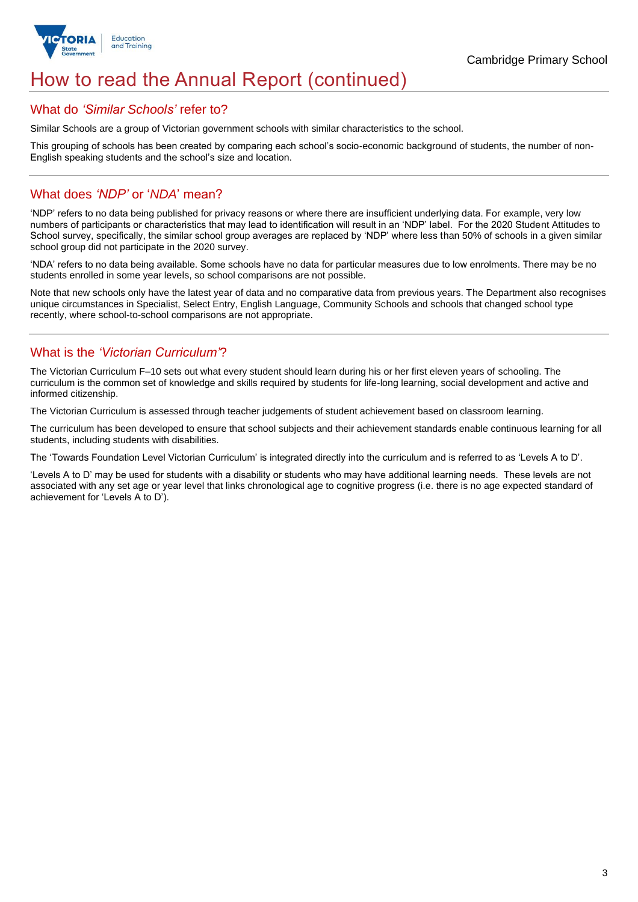# How to read the Annual Report (continued)

## What do *'Similar Schools'* refer to?

Similar Schools are a group of Victorian government schools with similar characteristics to the school.

This grouping of schools has been created by comparing each school's socio-economic background of students, the number of non-English speaking students and the school's size and location.

## What does *'NDP'* or '*NDA*' mean?

'NDP' refers to no data being published for privacy reasons or where there are insufficient underlying data. For example, very low numbers of participants or characteristics that may lead to identification will result in an 'NDP' label. For the 2020 Student Attitudes to School survey, specifically, the similar school group averages are replaced by 'NDP' where less than 50% of schools in a given similar school group did not participate in the 2020 survey.

'NDA' refers to no data being available. Some schools have no data for particular measures due to low enrolments. There may be no students enrolled in some year levels, so school comparisons are not possible.

Note that new schools only have the latest year of data and no comparative data from previous years. The Department also recognises unique circumstances in Specialist, Select Entry, English Language, Community Schools and schools that changed school type recently, where school-to-school comparisons are not appropriate.

## What is the *'Victorian Curriculum'*?

The Victorian Curriculum F–10 sets out what every student should learn during his or her first eleven years of schooling. The curriculum is the common set of knowledge and skills required by students for life-long learning, social development and active and informed citizenship.

The Victorian Curriculum is assessed through teacher judgements of student achievement based on classroom learning.

The curriculum has been developed to ensure that school subjects and their achievement standards enable continuous learning for all students, including students with disabilities.

The 'Towards Foundation Level Victorian Curriculum' is integrated directly into the curriculum and is referred to as 'Levels A to D'.

'Levels A to D' may be used for students with a disability or students who may have additional learning needs. These levels are not associated with any set age or year level that links chronological age to cognitive progress (i.e. there is no age expected standard of achievement for 'Levels A to D').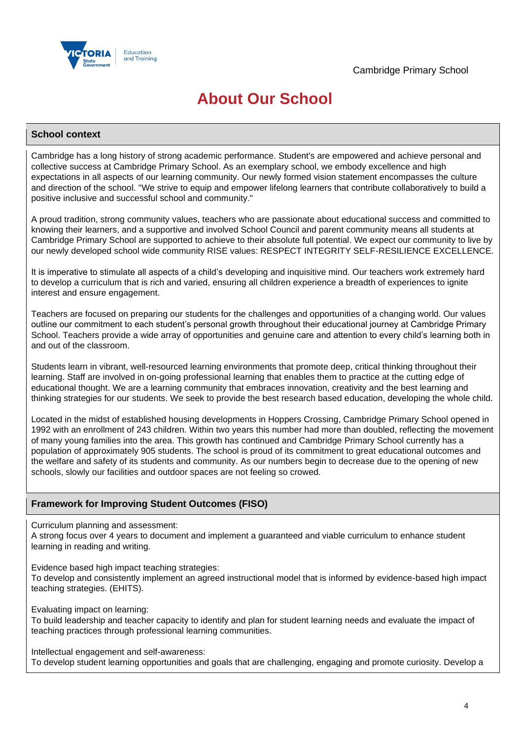Cambridge Primary School

# About Our School

## School context

Cambridge has a long history of strong academic performance. Student's are empowered and achieve personal and collective success at Cambridge Primary School. As an exemplary school, we embody excellence and high expectations in all aspects of our learning community. Our newly formed vision statement encompasses the culture and direction of the school. "We strive to equip and empower lifelong learners that contribute collaboratively to build a positive inclusive and successful school and community."

A proud tradition, strong community values, teachers who are passionate about educational success and committed to knowing their learners, and a supportive and involved School Council and parent community means all students at Cambridge Primary School are supported to achieve to their absolute full potential. We expect our community to live by our newly developed school wide community RISE values: RESPECT INTEGRITY SELF-RESILIENCE EXCELLENCE.

It is imperative to stimulate all aspects of a child's developing and inquisitive mind. Our teachers work extremely hard to develop a curriculum that is rich and varied, ensuring all children experience a breadth of experiences to ignite interest and ensure engagement.

Teachers are focused on preparing our students for the challenges and opportunities of a changing world. Our values outline our commitment to each student's personal growth throughout their educational journey at Cambridge Primary School. Teachers provide a wide array of opportunities and genuine care and attention to every child's learning both in and out of the classroom.

Students learn in vibrant, well-resourced learning environments that promote deep, critical thinking throughout their learning. Staff are involved in on-going professional learning that enables them to practice at the cutting edge of educational thought. We are a learning community that embraces innovation, creativity and the best learning and thinking strategies for our students. We seek to provide the best research based education, developing the whole child.

Located in the midst of established housing developments in Hoppers Crossing, Cambridge Primary School opened in 1992 with an enrollment of 243 children. Within two years this number had more than doubled, reflecting the movement of many young families into the area. This growth has continued and Cambridge Primary School currently has a population of approximately 905 students. The school is proud of its commitment to great educational outcomes and the welfare and safety of its students and community. As our numbers begin to decrease due to the opening of new schools, slowly our facilities and outdoor spaces are not feeling so crowed.

## Framework for Improving Student Outcomes (FISO)

Curriculum planning and assessment:
A strong focus over 4 years to document and implement a guaranteed and viable curriculum to enhance student learning in reading and writing.

Evidence based high impact teaching strategies:
To develop and consistently implement an agreed instructional model that is informed by evidence-based high impact teaching strategies. (EHITS).

Evaluating impact on learning:
To build leadership and teacher capacity to identify and plan for student learning needs and evaluate the impact of teaching practices through professional learning communities.

Intellectual engagement and self-awareness:
To develop student learning opportunities and goals that are challenging, engaging and promote curiosity. Develop a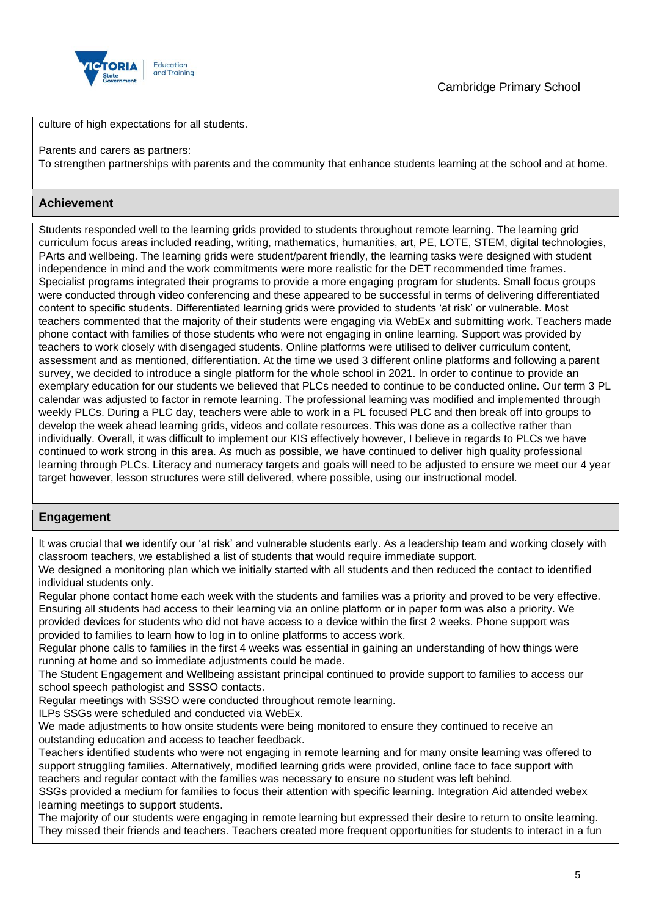culture of high expectations for all students.

Parents and carers as partners:
To strengthen partnerships with parents and the community that enhance students learning at the school and at home.

## Achievement

Students responded well to the learning grids provided to students throughout remote learning. The learning grid curriculum focus areas included reading, writing, mathematics, humanities, art, PE, LOTE, STEM, digital technologies, PArts and wellbeing. The learning grids were student/parent friendly, the learning tasks were designed with student independence in mind and the work commitments were more realistic for the DET recommended time frames. Specialist programs integrated their programs to provide a more engaging program for students. Small focus groups were conducted through video conferencing and these appeared to be successful in terms of delivering differentiated content to specific students. Differentiated learning grids were provided to students 'at risk' or vulnerable. Most teachers commented that the majority of their students were engaging via WebEx and submitting work. Teachers made phone contact with families of those students who were not engaging in online learning. Support was provided by teachers to work closely with disengaged students. Online platforms were utilised to deliver curriculum content, assessment and as mentioned, differentiation. At the time we used 3 different online platforms and following a parent survey, we decided to introduce a single platform for the whole school in 2021. In order to continue to provide an exemplary education for our students we believed that PLCs needed to continue to be conducted online. Our term 3 PL calendar was adjusted to factor in remote learning. The professional learning was modified and implemented through weekly PLCs. During a PLC day, teachers were able to work in a PL focused PLC and then break off into groups to develop the week ahead learning grids, videos and collate resources. This was done as a collective rather than individually. Overall, it was difficult to implement our KIS effectively however, I believe in regards to PLCs we have continued to work strong in this area. As much as possible, we have continued to deliver high quality professional learning through PLCs. Literacy and numeracy targets and goals will need to be adjusted to ensure we meet our 4 year target however, lesson structures were still delivered, where possible, using our instructional model.

## Engagement

It was crucial that we identify our 'at risk' and vulnerable students early. As a leadership team and working closely with classroom teachers, we established a list of students that would require immediate support.
We designed a monitoring plan which we initially started with all students and then reduced the contact to identified individual students only.
Regular phone contact home each week with the students and families was a priority and proved to be very effective. Ensuring all students had access to their learning via an online platform or in paper form was also a priority. We provided devices for students who did not have access to a device within the first 2 weeks. Phone support was provided to families to learn how to log in to online platforms to access work.
Regular phone calls to families in the first 4 weeks was essential in gaining an understanding of how things were running at home and so immediate adjustments could be made.
The Student Engagement and Wellbeing assistant principal continued to provide support to families to access our school speech pathologist and SSSO contacts.
Regular meetings with SSSO were conducted throughout remote learning.
ILPs SSGs were scheduled and conducted via WebEx.
We made adjustments to how onsite students were being monitored to ensure they continued to receive an outstanding education and access to teacher feedback.
Teachers identified students who were not engaging in remote learning and for many onsite learning was offered to support struggling families. Alternatively, modified learning grids were provided, online face to face support with teachers and regular contact with the families was necessary to ensure no student was left behind.
SSGs provided a medium for families to focus their attention with specific learning. Integration Aid attended webex learning meetings to support students.
The majority of our students were engaging in remote learning but expressed their desire to return to onsite learning. They missed their friends and teachers. Teachers created more frequent opportunities for students to interact in a fun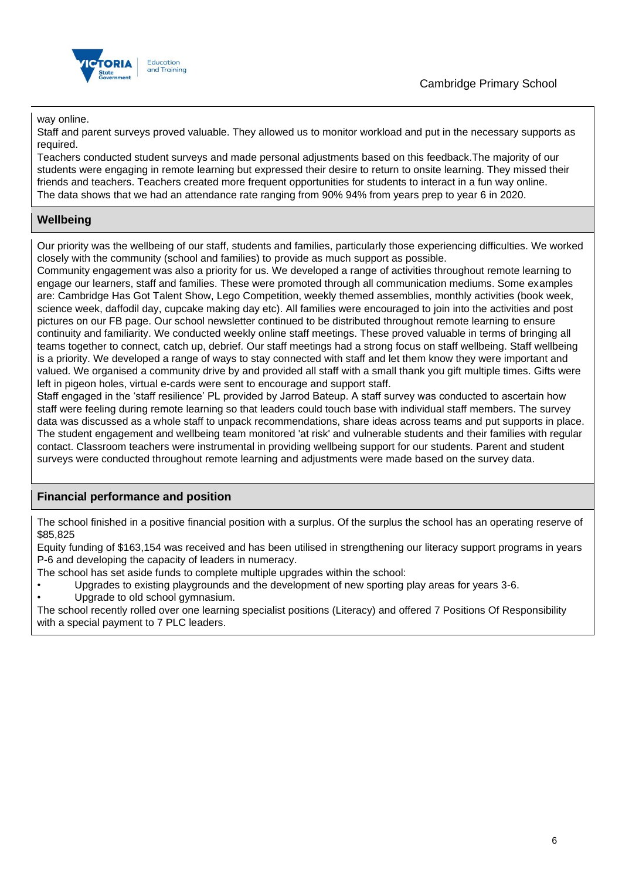way online.
Staff and parent surveys proved valuable. They allowed us to monitor workload and put in the necessary supports as required.
Teachers conducted student surveys and made personal adjustments based on this feedback.The majority of our students were engaging in remote learning but expressed their desire to return to onsite learning. They missed their friends and teachers. Teachers created more frequent opportunities for students to interact in a fun way online.
The data shows that we had an attendance rate ranging from 90% 94% from years prep to year 6 in 2020.

## Wellbeing

Our priority was the wellbeing of our staff, students and families, particularly those experiencing difficulties. We worked closely with the community (school and families) to provide as much support as possible.
Community engagement was also a priority for us. We developed a range of activities throughout remote learning to engage our learners, staff and families. These were promoted through all communication mediums. Some examples are: Cambridge Has Got Talent Show, Lego Competition, weekly themed assemblies, monthly activities (book week, science week, daffodil day, cupcake making day etc). All families were encouraged to join into the activities and post pictures on our FB page. Our school newsletter continued to be distributed throughout remote learning to ensure continuity and familiarity. We conducted weekly online staff meetings. These proved valuable in terms of bringing all teams together to connect, catch up, debrief. Our staff meetings had a strong focus on staff wellbeing. Staff wellbeing is a priority. We developed a range of ways to stay connected with staff and let them know they were important and valued. We organised a community drive by and provided all staff with a small thank you gift multiple times. Gifts were left in pigeon holes, virtual e-cards were sent to encourage and support staff.
Staff engaged in the 'staff resilience' PL provided by Jarrod Bateup. A staff survey was conducted to ascertain how staff were feeling during remote learning so that leaders could touch base with individual staff members. The survey data was discussed as a whole staff to unpack recommendations, share ideas across teams and put supports in place. The student engagement and wellbeing team monitored 'at risk' and vulnerable students and their families with regular contact. Classroom teachers were instrumental in providing wellbeing support for our students. Parent and student surveys were conducted throughout remote learning and adjustments were made based on the survey data.

## Financial performance and position

The school finished in a positive financial position with a surplus. Of the surplus the school has an operating reserve of $85,825
Equity funding of $163,154 was received and has been utilised in strengthening our literacy support programs in years P-6 and developing the capacity of leaders in numeracy.
The school has set aside funds to complete multiple upgrades within the school:

- Upgrades to existing playgrounds and the development of new sporting play areas for years 3-6.
- Upgrade to old school gymnasium.

The school recently rolled over one learning specialist positions (Literacy) and offered 7 Positions Of Responsibility with a special payment to 7 PLC leaders.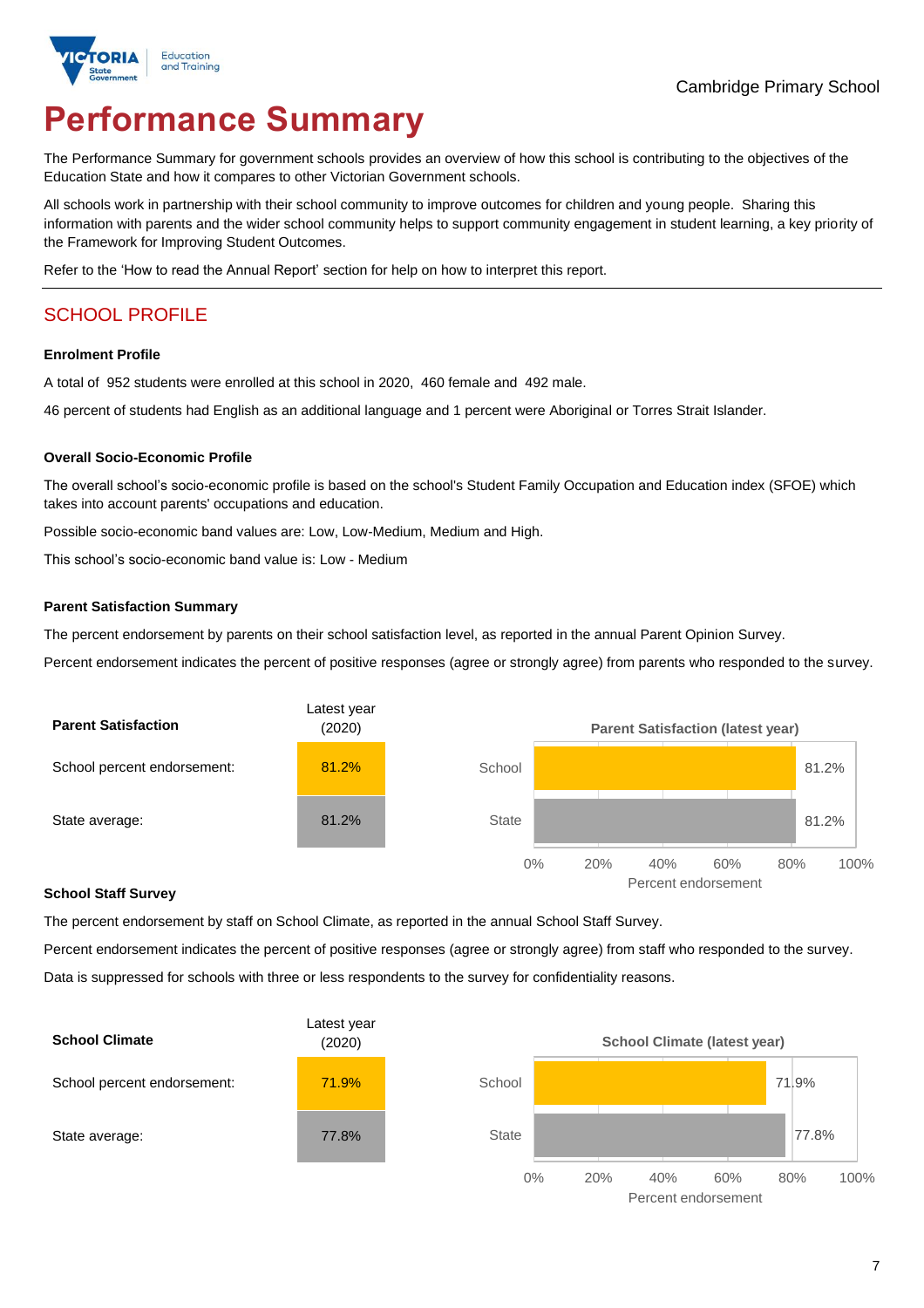Cambridge Primary School

# Performance Summary

The Performance Summary for government schools provides an overview of how this school is contributing to the objectives of the Education State and how it compares to other Victorian Government schools.

All schools work in partnership with their school community to improve outcomes for children and young people. Sharing this information with parents and the wider school community helps to support community engagement in student learning, a key priority of the Framework for Improving Student Outcomes.

Refer to the 'How to read the Annual Report' section for help on how to interpret this report.

## SCHOOL PROFILE

### Enrolment Profile

A total of 952 students were enrolled at this school in 2020, 460 female and 492 male.

46 percent of students had English as an additional language and 1 percent were Aboriginal or Torres Strait Islander.

### Overall Socio-Economic Profile

The overall school's socio-economic profile is based on the school's Student Family Occupation and Education index (SFOE) which takes into account parents' occupations and education.

Possible socio-economic band values are: Low, Low-Medium, Medium and High.

This school's socio-economic band value is: Low - Medium

### Parent Satisfaction Summary

The percent endorsement by parents on their school satisfaction level, as reported in the annual Parent Opinion Survey.

Percent endorsement indicates the percent of positive responses (agree or strongly agree) from parents who responded to the survey.

| Parent Satisfaction | Latest year (2020) |
|---|---|
| School percent endorsement: | 81.2% |
| State average: | 81.2% |

**Parent Satisfaction (latest year)**

| | Percent endorsement |
|---|---|
| School | 81.2% |
| State | 81.2% |

### School Staff Survey

The percent endorsement by staff on School Climate, as reported in the annual School Staff Survey.

Percent endorsement indicates the percent of positive responses (agree or strongly agree) from staff who responded to the survey.

Data is suppressed for schools with three or less respondents to the survey for confidentiality reasons.

| School Climate | Latest year (2020) |
|---|---|
| School percent endorsement: | 71.9% |
| State average: | 77.8% |

**School Climate (latest year)**

| | Percent endorsement |
|---|---|
| School | 71.9% |
| State | 77.8% |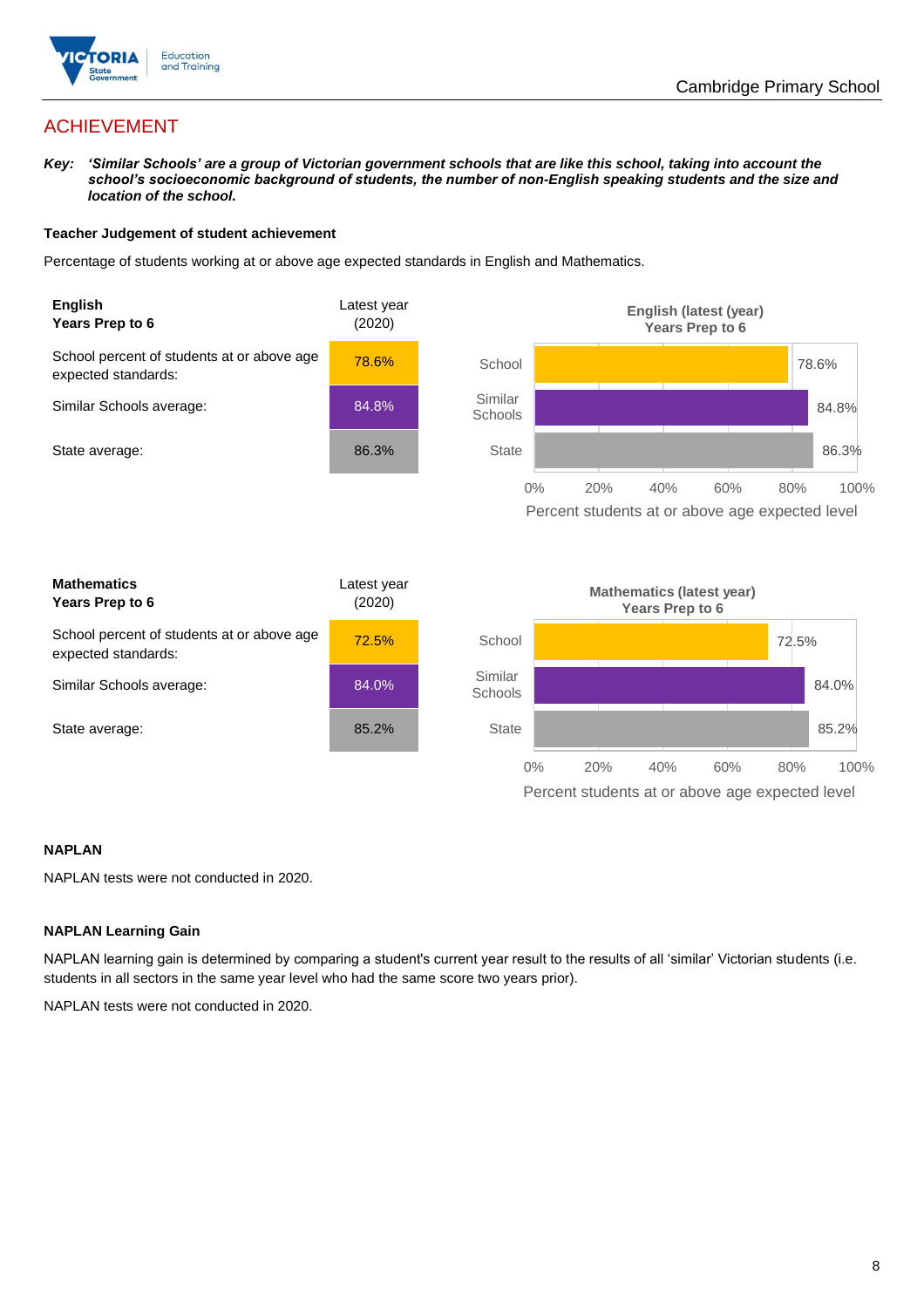## ACHIEVEMENT

***Key:*** ***'Similar Schools' are a group of Victorian government schools that are like this school, taking into account the school's socioeconomic background of students, the number of non-English speaking students and the size and location of the school.***

**Teacher Judgement of student achievement**

Percentage of students working at or above age expected standards in English and Mathematics.

| **English Years Prep to 6** | Latest year (2020) |
|---|---|
| School percent of students at or above age expected standards: | 78.6% |
| Similar Schools average: | 84.8% |
| State average: | 86.3% |

**English (latest (year) Years Prep to 6**

| | Percent students at or above age expected level |
|---|---|
| School | 78.6% |
| Similar Schools | 84.8% |
| State | 86.3% |

| **Mathematics Years Prep to 6** | Latest year (2020) |
|---|---|
| School percent of students at or above age expected standards: | 72.5% |
| Similar Schools average: | 84.0% |
| State average: | 85.2% |

**Mathematics (latest year) Years Prep to 6**

| | Percent students at or above age expected level |
|---|---|
| School | 72.5% |
| Similar Schools | 84.0% |
| State | 85.2% |

**NAPLAN**

NAPLAN tests were not conducted in 2020.

**NAPLAN Learning Gain**

NAPLAN learning gain is determined by comparing a student's current year result to the results of all 'similar' Victorian students (i.e. students in all sectors in the same year level who had the same score two years prior).

NAPLAN tests were not conducted in 2020.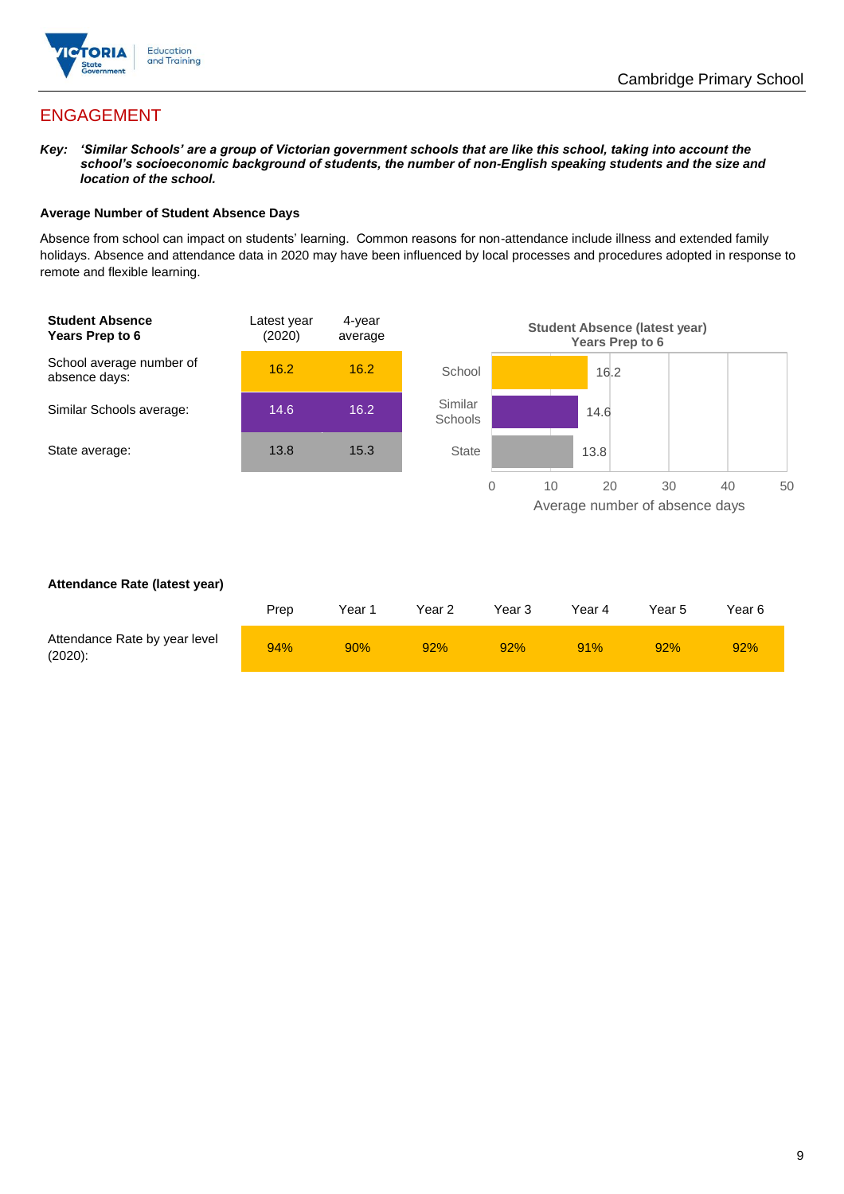## ENGAGEMENT

***Key:** 'Similar Schools' are a group of Victorian government schools that are like this school, taking into account the school's socioeconomic background of students, the number of non-English speaking students and the size and location of the school.*

**Average Number of Student Absence Days**

Absence from school can impact on students' learning. Common reasons for non-attendance include illness and extended family holidays. Absence and attendance data in 2020 may have been influenced by local processes and procedures adopted in response to remote and flexible learning.

| **Student Absence Years Prep to 6** | Latest year (2020) | 4-year average |
|---|---|---|
| School average number of absence days: | 16.2 | 16.2 |
| Similar Schools average: | 14.6 | 16.2 |
| State average: | 13.8 | 15.3 |

**Student Absence (latest year) Years Prep to 6**

| | Average number of absence days |
|---|---|
| School | 16.2 |
| Similar Schools | 14.6 |
| State | 13.8 |

**Attendance Rate (latest year)**

| | Prep | Year 1 | Year 2 | Year 3 | Year 4 | Year 5 | Year 6 |
|---|---|---|---|---|---|---|---|
| Attendance Rate by year level (2020): | 94% | 90% | 92% | 92% | 91% | 92% | 92% |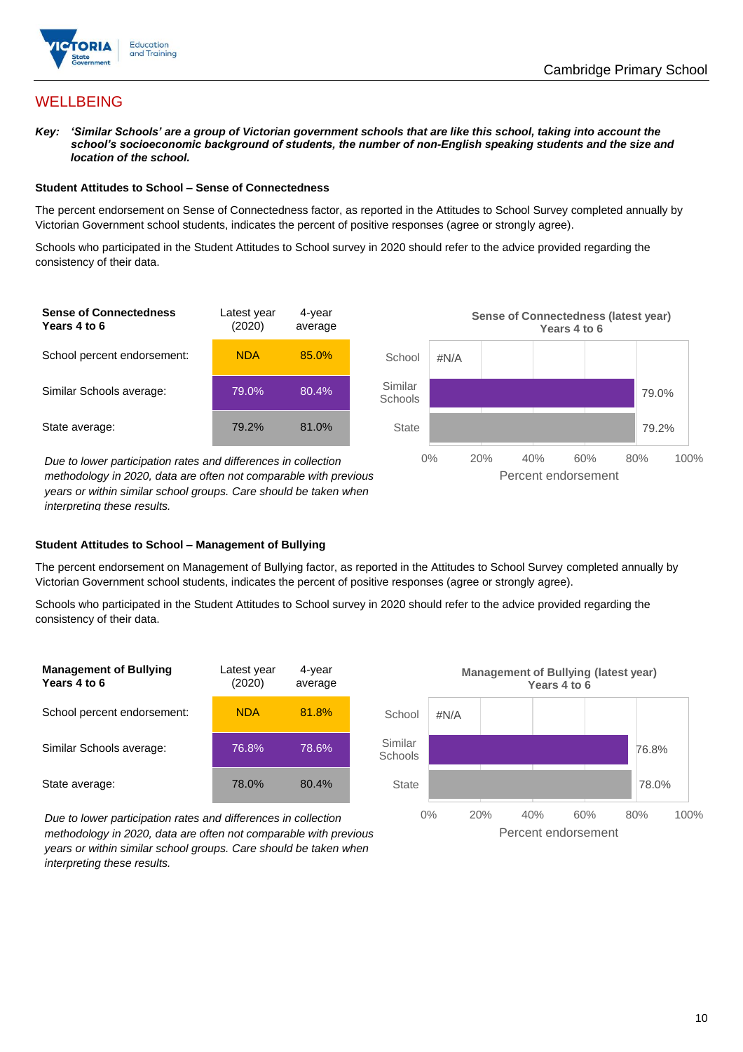# WELLBEING

***Key:** 'Similar Schools' are a group of Victorian government schools that are like this school, taking into account the school's socioeconomic background of students, the number of non-English speaking students and the size and location of the school.*

### Student Attitudes to School – Sense of Connectedness

The percent endorsement on Sense of Connectedness factor, as reported in the Attitudes to School Survey completed annually by Victorian Government school students, indicates the percent of positive responses (agree or strongly agree).

Schools who participated in the Student Attitudes to School survey in 2020 should refer to the advice provided regarding the consistency of their data.

| Sense of Connectedness Years 4 to 6 | Latest year (2020) | 4-year average |
|---|---|---|
| School percent endorsement: | NDA | 85.0% |
| Similar Schools average: | 79.0% | 80.4% |
| State average: | 79.2% | 81.0% |

*Due to lower participation rates and differences in collection methodology in 2020, data are often not comparable with previous years or within similar school groups. Care should be taken when interpreting these results.*

**Sense of Connectedness (latest year) Years 4 to 6**

| | Percent endorsement |
|---|---|
| School | #N/A |
| Similar Schools | 79.0% |
| State | 79.2% |

### Student Attitudes to School – Management of Bullying

The percent endorsement on Management of Bullying factor, as reported in the Attitudes to School Survey completed annually by Victorian Government school students, indicates the percent of positive responses (agree or strongly agree).

Schools who participated in the Student Attitudes to School survey in 2020 should refer to the advice provided regarding the consistency of their data.

| Management of Bullying Years 4 to 6 | Latest year (2020) | 4-year average |
|---|---|---|
| School percent endorsement: | NDA | 81.8% |
| Similar Schools average: | 76.8% | 78.6% |
| State average: | 78.0% | 80.4% |

*Due to lower participation rates and differences in collection methodology in 2020, data are often not comparable with previous years or within similar school groups. Care should be taken when interpreting these results.*

**Management of Bullying (latest year) Years 4 to 6**

| | Percent endorsement |
|---|---|
| School | #N/A |
| Similar Schools | 76.8% |
| State | 78.0% |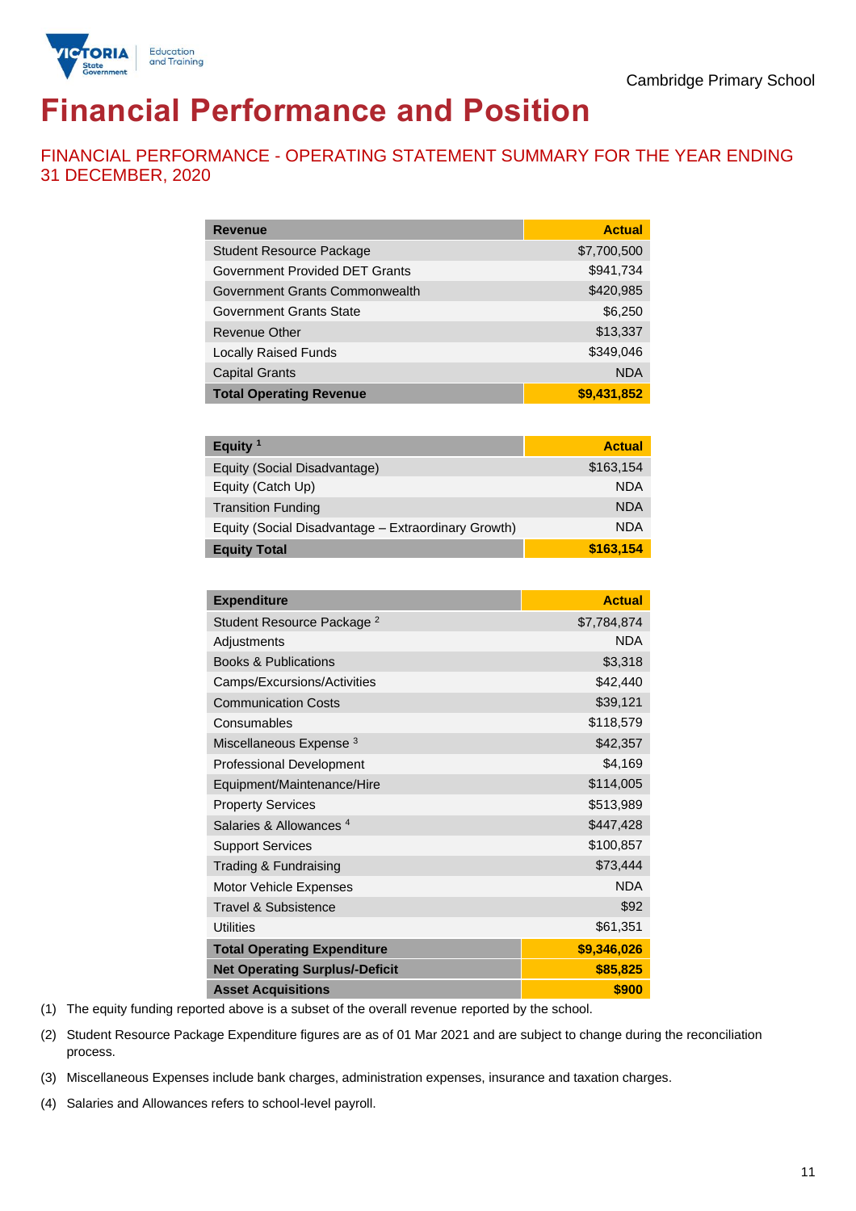Cambridge Primary School

# Financial Performance and Position

## FINANCIAL PERFORMANCE - OPERATING STATEMENT SUMMARY FOR THE YEAR ENDING 31 DECEMBER, 2020

| Revenue | Actual |
|---|---|
| Student Resource Package | $7,700,500 |
| Government Provided DET Grants | $941,734 |
| Government Grants Commonwealth | $420,985 |
| Government Grants State | $6,250 |
| Revenue Other | $13,337 |
| Locally Raised Funds | $349,046 |
| Capital Grants | NDA |
| **Total Operating Revenue** | **$9,431,852** |

| Equity [1] | Actual |
|---|---|
| Equity (Social Disadvantage) | $163,154 |
| Equity (Catch Up) | NDA |
| Transition Funding | NDA |
| Equity (Social Disadvantage – Extraordinary Growth) | NDA |
| **Equity Total** | **$163,154** |

| Expenditure | Actual |
|---|---|
| Student Resource Package [2] | $7,784,874 |
| Adjustments | NDA |
| Books & Publications | $3,318 |
| Camps/Excursions/Activities | $42,440 |
| Communication Costs | $39,121 |
| Consumables | $118,579 |
| Miscellaneous Expense [3] | $42,357 |
| Professional Development | $4,169 |
| Equipment/Maintenance/Hire | $114,005 |
| Property Services | $513,989 |
| Salaries & Allowances [4] | $447,428 |
| Support Services | $100,857 |
| Trading & Fundraising | $73,444 |
| Motor Vehicle Expenses | NDA |
| Travel & Subsistence | $92 |
| Utilities | $61,351 |
| **Total Operating Expenditure** | **$9,346,026** |
| **Net Operating Surplus/-Deficit** | **$85,825** |
| **Asset Acquisitions** | **$900** |

(1) The equity funding reported above is a subset of the overall revenue reported by the school.

(2) Student Resource Package Expenditure figures are as of 01 Mar 2021 and are subject to change during the reconciliation process.

(3) Miscellaneous Expenses include bank charges, administration expenses, insurance and taxation charges.

(4) Salaries and Allowances refers to school-level payroll.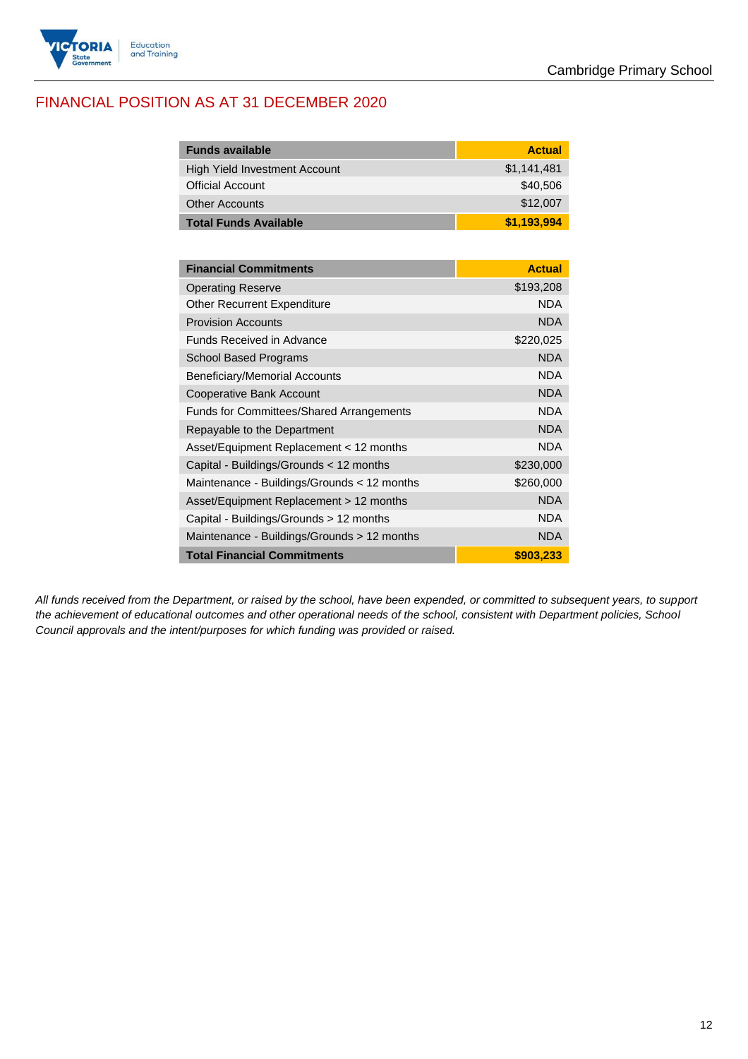# FINANCIAL POSITION AS AT 31 DECEMBER 2020

| Funds available | Actual |
|---|---|
| High Yield Investment Account | $1,141,481 |
| Official Account | $40,506 |
| Other Accounts | $12,007 |
| **Total Funds Available** | **$1,193,994** |

| Financial Commitments | Actual |
|---|---|
| Operating Reserve | $193,208 |
| Other Recurrent Expenditure | NDA |
| Provision Accounts | NDA |
| Funds Received in Advance | $220,025 |
| School Based Programs | NDA |
| Beneficiary/Memorial Accounts | NDA |
| Cooperative Bank Account | NDA |
| Funds for Committees/Shared Arrangements | NDA |
| Repayable to the Department | NDA |
| Asset/Equipment Replacement < 12 months | NDA |
| Capital - Buildings/Grounds < 12 months | $230,000 |
| Maintenance - Buildings/Grounds < 12 months | $260,000 |
| Asset/Equipment Replacement > 12 months | NDA |
| Capital - Buildings/Grounds > 12 months | NDA |
| Maintenance - Buildings/Grounds > 12 months | NDA |
| **Total Financial Commitments** | **$903,233** |

*All funds received from the Department, or raised by the school, have been expended, or committed to subsequent years, to support the achievement of educational outcomes and other operational needs of the school, consistent with Department policies, School Council approvals and the intent/purposes for which funding was provided or raised.*